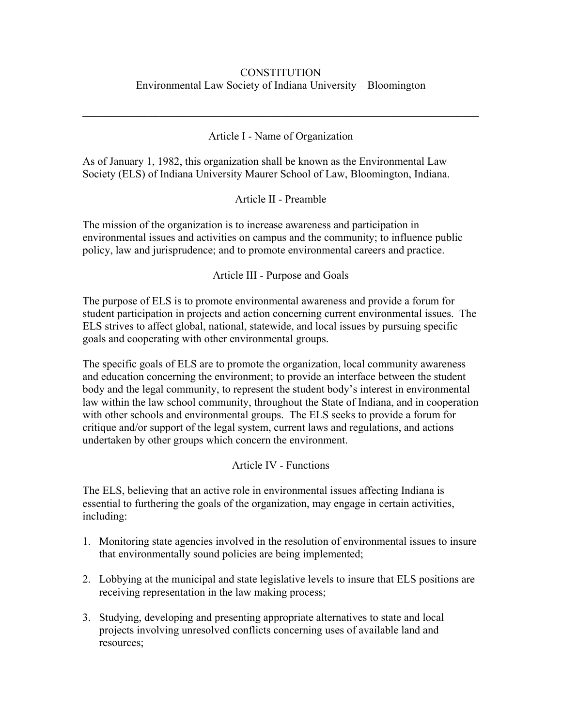# CONSTITUTION
## Environmental Law Society of Indiana University – Bloomington

---

### Article I - Name of Organization

As of January 1, 1982, this organization shall be known as the Environmental Law Society (ELS) of Indiana University Maurer School of Law, Bloomington, Indiana.

### Article II - Preamble

The mission of the organization is to increase awareness and participation in environmental issues and activities on campus and the community; to influence public policy, law and jurisprudence; and to promote environmental careers and practice.

### Article III - Purpose and Goals

The purpose of ELS is to promote environmental awareness and provide a forum for student participation in projects and action concerning current environmental issues. The ELS strives to affect global, national, statewide, and local issues by pursuing specific goals and cooperating with other environmental groups.

The specific goals of ELS are to promote the organization, local community awareness and education concerning the environment; to provide an interface between the student body and the legal community, to represent the student body's interest in environmental law within the law school community, throughout the State of Indiana, and in cooperation with other schools and environmental groups. The ELS seeks to provide a forum for critique and/or support of the legal system, current laws and regulations, and actions undertaken by other groups which concern the environment.

### Article IV - Functions

The ELS, believing that an active role in environmental issues affecting Indiana is essential to furthering the goals of the organization, may engage in certain activities, including:

1. Monitoring state agencies involved in the resolution of environmental issues to insure that environmentally sound policies are being implemented;

2. Lobbying at the municipal and state legislative levels to insure that ELS positions are receiving representation in the law making process;

3. Studying, developing and presenting appropriate alternatives to state and local projects involving unresolved conflicts concerning uses of available land and resources;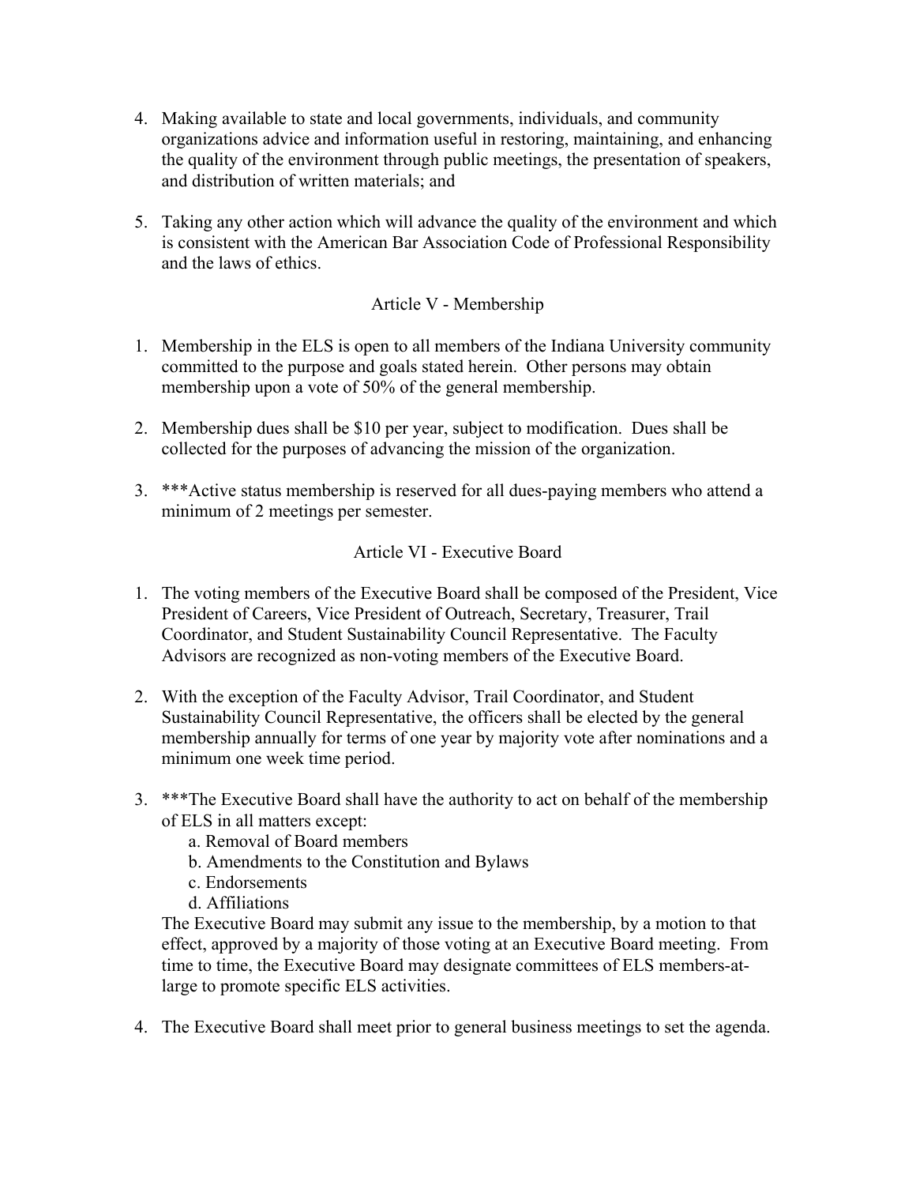4. Making available to state and local governments, individuals, and community organizations advice and information useful in restoring, maintaining, and enhancing the quality of the environment through public meetings, the presentation of speakers, and distribution of written materials; and

5. Taking any other action which will advance the quality of the environment and which is consistent with the American Bar Association Code of Professional Responsibility and the laws of ethics.

## Article V - Membership

1. Membership in the ELS is open to all members of the Indiana University community committed to the purpose and goals stated herein. Other persons may obtain membership upon a vote of 50% of the general membership.

2. Membership dues shall be $10 per year, subject to modification. Dues shall be collected for the purposes of advancing the mission of the organization.

3. ***Active status membership is reserved for all dues-paying members who attend a minimum of 2 meetings per semester.

## Article VI - Executive Board

1. The voting members of the Executive Board shall be composed of the President, Vice President of Careers, Vice President of Outreach, Secretary, Treasurer, Trail Coordinator, and Student Sustainability Council Representative. The Faculty Advisors are recognized as non-voting members of the Executive Board.

2. With the exception of the Faculty Advisor, Trail Coordinator, and Student Sustainability Council Representative, the officers shall be elected by the general membership annually for terms of one year by majority vote after nominations and a minimum one week time period.

3. ***The Executive Board shall have the authority to act on behalf of the membership of ELS in all matters except:
   a. Removal of Board members
   b. Amendments to the Constitution and Bylaws
   c. Endorsements
   d. Affiliations

   The Executive Board may submit any issue to the membership, by a motion to that effect, approved by a majority of those voting at an Executive Board meeting. From time to time, the Executive Board may designate committees of ELS members-at-large to promote specific ELS activities.

4. The Executive Board shall meet prior to general business meetings to set the agenda.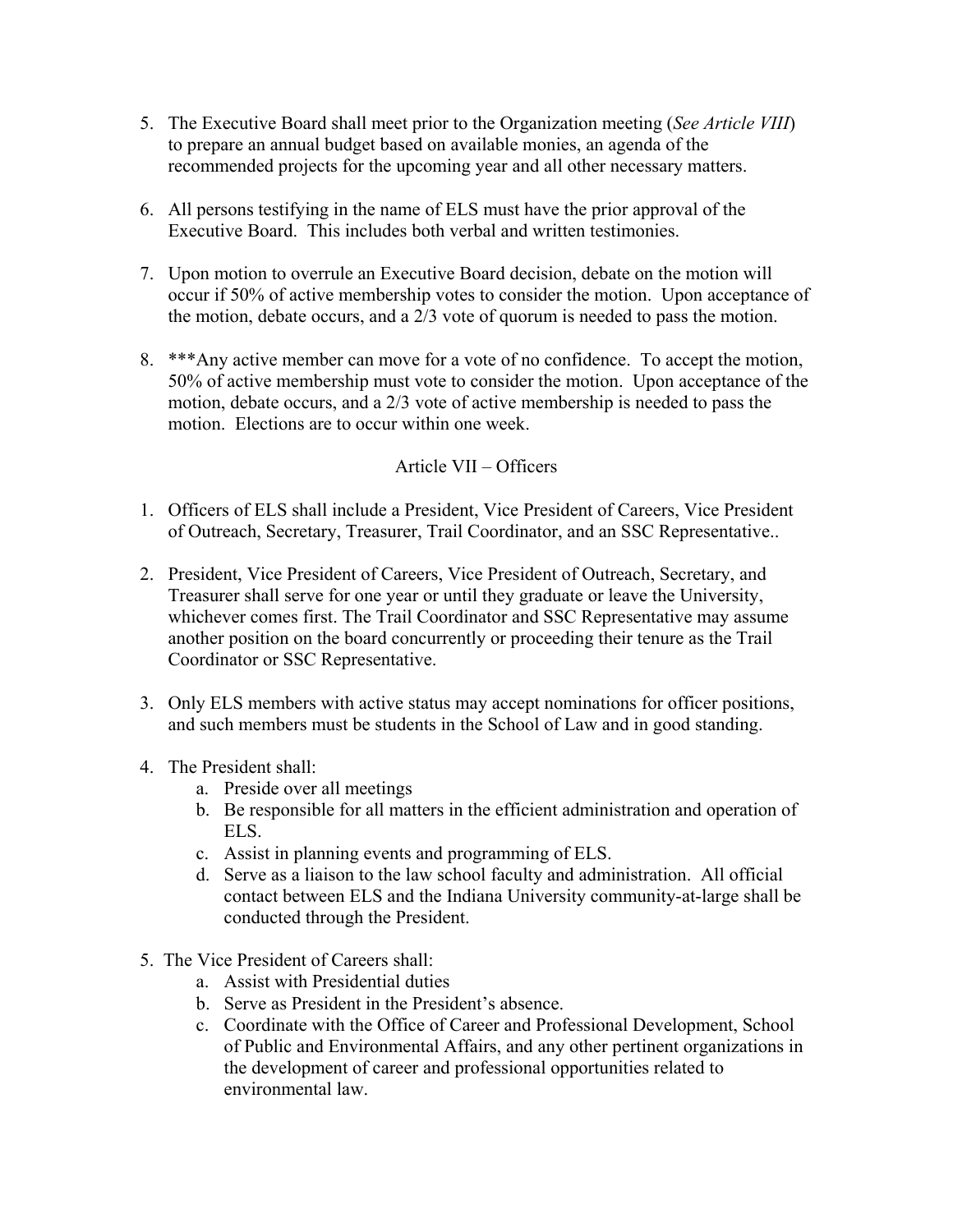5. The Executive Board shall meet prior to the Organization meeting (*See Article VIII*) to prepare an annual budget based on available monies, an agenda of the recommended projects for the upcoming year and all other necessary matters.

6. All persons testifying in the name of ELS must have the prior approval of the Executive Board. This includes both verbal and written testimonies.

7. Upon motion to overrule an Executive Board decision, debate on the motion will occur if 50% of active membership votes to consider the motion. Upon acceptance of the motion, debate occurs, and a 2/3 vote of quorum is needed to pass the motion.

8. ***Any active member can move for a vote of no confidence. To accept the motion, 50% of active membership must vote to consider the motion. Upon acceptance of the motion, debate occurs, and a 2/3 vote of active membership is needed to pass the motion. Elections are to occur within one week.

## Article VII – Officers

1. Officers of ELS shall include a President, Vice President of Careers, Vice President of Outreach, Secretary, Treasurer, Trail Coordinator, and an SSC Representative..

2. President, Vice President of Careers, Vice President of Outreach, Secretary, and Treasurer shall serve for one year or until they graduate or leave the University, whichever comes first. The Trail Coordinator and SSC Representative may assume another position on the board concurrently or proceeding their tenure as the Trail Coordinator or SSC Representative.

3. Only ELS members with active status may accept nominations for officer positions, and such members must be students in the School of Law and in good standing.

4. The President shall:
   a. Preside over all meetings
   b. Be responsible for all matters in the efficient administration and operation of ELS.
   c. Assist in planning events and programming of ELS.
   d. Serve as a liaison to the law school faculty and administration. All official contact between ELS and the Indiana University community-at-large shall be conducted through the President.

5. The Vice President of Careers shall:
   a. Assist with Presidential duties
   b. Serve as President in the President's absence.
   c. Coordinate with the Office of Career and Professional Development, School of Public and Environmental Affairs, and any other pertinent organizations in the development of career and professional opportunities related to environmental law.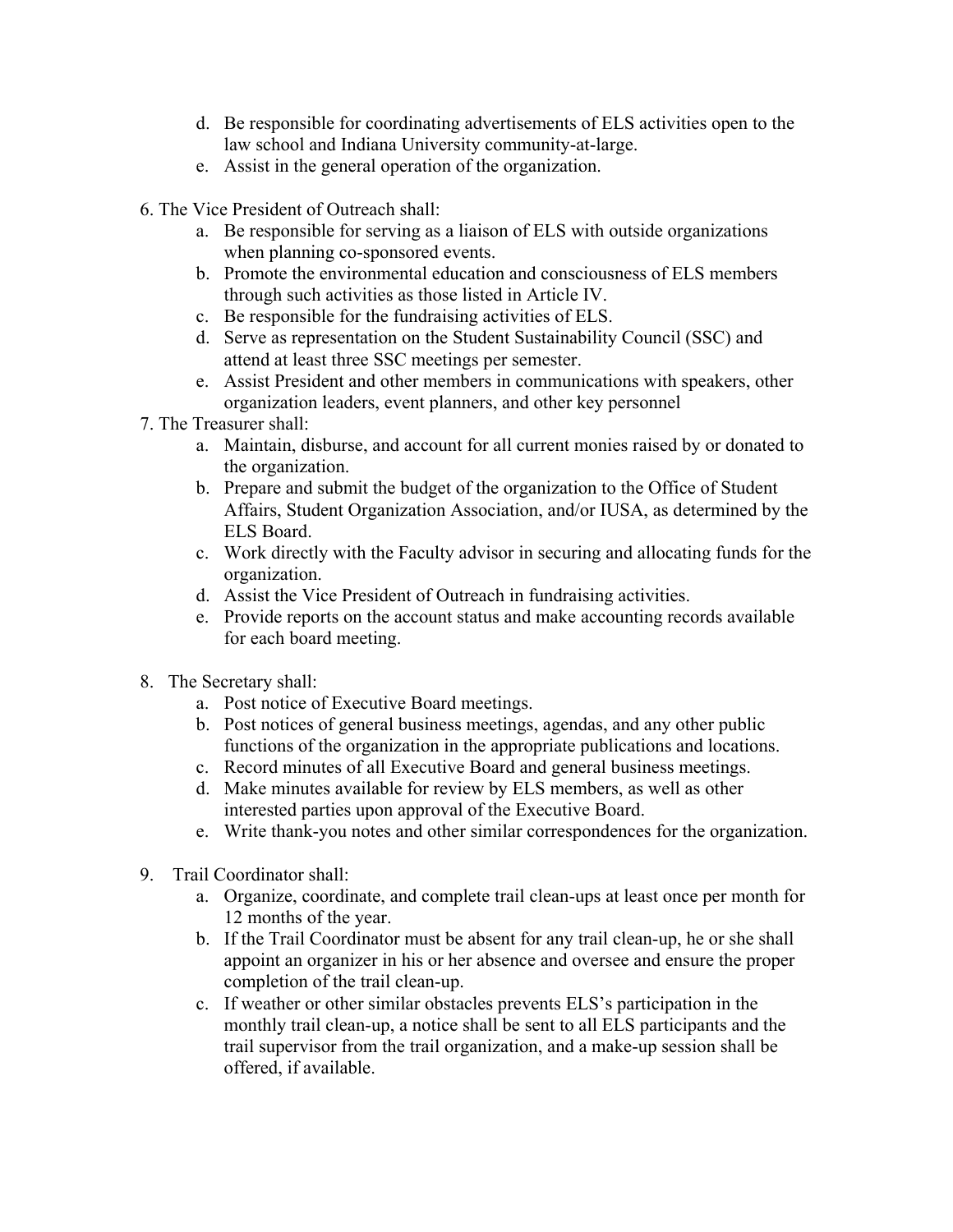d. Be responsible for coordinating advertisements of ELS activities open to the law school and Indiana University community-at-large.
   e. Assist in the general operation of the organization.

6. The Vice President of Outreach shall:
   a. Be responsible for serving as a liaison of ELS with outside organizations when planning co-sponsored events.
   b. Promote the environmental education and consciousness of ELS members through such activities as those listed in Article IV.
   c. Be responsible for the fundraising activities of ELS.
   d. Serve as representation on the Student Sustainability Council (SSC) and attend at least three SSC meetings per semester.
   e. Assist President and other members in communications with speakers, other organization leaders, event planners, and other key personnel

7. The Treasurer shall:
   a. Maintain, disburse, and account for all current monies raised by or donated to the organization.
   b. Prepare and submit the budget of the organization to the Office of Student Affairs, Student Organization Association, and/or IUSA, as determined by the ELS Board.
   c. Work directly with the Faculty advisor in securing and allocating funds for the organization.
   d. Assist the Vice President of Outreach in fundraising activities.
   e. Provide reports on the account status and make accounting records available for each board meeting.

8. The Secretary shall:
   a. Post notice of Executive Board meetings.
   b. Post notices of general business meetings, agendas, and any other public functions of the organization in the appropriate publications and locations.
   c. Record minutes of all Executive Board and general business meetings.
   d. Make minutes available for review by ELS members, as well as other interested parties upon approval of the Executive Board.
   e. Write thank-you notes and other similar correspondences for the organization.

9. Trail Coordinator shall:
   a. Organize, coordinate, and complete trail clean-ups at least once per month for 12 months of the year.
   b. If the Trail Coordinator must be absent for any trail clean-up, he or she shall appoint an organizer in his or her absence and oversee and ensure the proper completion of the trail clean-up.
   c. If weather or other similar obstacles prevents ELS's participation in the monthly trail clean-up, a notice shall be sent to all ELS participants and the trail supervisor from the trail organization, and a make-up session shall be offered, if available.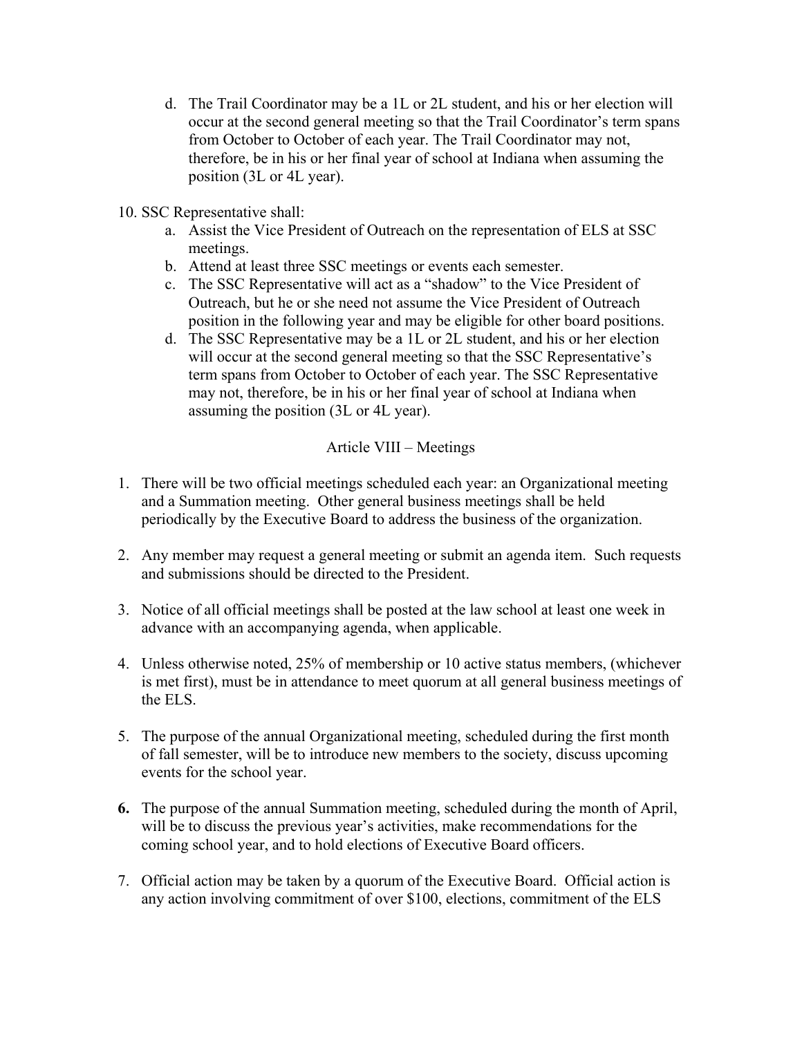d. The Trail Coordinator may be a 1L or 2L student, and his or her election will occur at the second general meeting so that the Trail Coordinator's term spans from October to October of each year. The Trail Coordinator may not, therefore, be in his or her final year of school at Indiana when assuming the position (3L or 4L year).

10. SSC Representative shall:
    a. Assist the Vice President of Outreach on the representation of ELS at SSC meetings.
    b. Attend at least three SSC meetings or events each semester.
    c. The SSC Representative will act as a "shadow" to the Vice President of Outreach, but he or she need not assume the Vice President of Outreach position in the following year and may be eligible for other board positions.
    d. The SSC Representative may be a 1L or 2L student, and his or her election will occur at the second general meeting so that the SSC Representative's term spans from October to October of each year. The SSC Representative may not, therefore, be in his or her final year of school at Indiana when assuming the position (3L or 4L year).

## Article VIII – Meetings

1. There will be two official meetings scheduled each year: an Organizational meeting and a Summation meeting. Other general business meetings shall be held periodically by the Executive Board to address the business of the organization.

2. Any member may request a general meeting or submit an agenda item. Such requests and submissions should be directed to the President.

3. Notice of all official meetings shall be posted at the law school at least one week in advance with an accompanying agenda, when applicable.

4. Unless otherwise noted, 25% of membership or 10 active status members, (whichever is met first), must be in attendance to meet quorum at all general business meetings of the ELS.

5. The purpose of the annual Organizational meeting, scheduled during the first month of fall semester, will be to introduce new members to the society, discuss upcoming events for the school year.

6. The purpose of the annual Summation meeting, scheduled during the month of April, will be to discuss the previous year's activities, make recommendations for the coming school year, and to hold elections of Executive Board officers.

7. Official action may be taken by a quorum of the Executive Board. Official action is any action involving commitment of over $100, elections, commitment of the ELS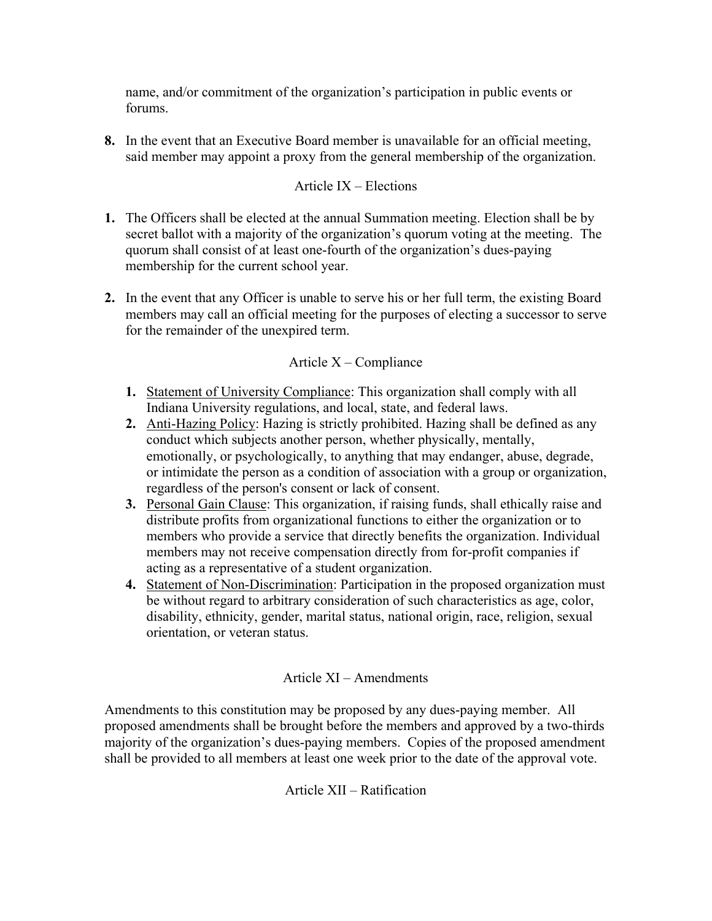name, and/or commitment of the organization's participation in public events or forums.

**8.** In the event that an Executive Board member is unavailable for an official meeting, said member may appoint a proxy from the general membership of the organization.

## Article IX – Elections

**1.** The Officers shall be elected at the annual Summation meeting. Election shall be by secret ballot with a majority of the organization's quorum voting at the meeting. The quorum shall consist of at least one-fourth of the organization's dues-paying membership for the current school year.

**2.** In the event that any Officer is unable to serve his or her full term, the existing Board members may call an official meeting for the purposes of electing a successor to serve for the remainder of the unexpired term.

## Article X – Compliance

1. Statement of University Compliance: This organization shall comply with all Indiana University regulations, and local, state, and federal laws.
2. Anti-Hazing Policy: Hazing is strictly prohibited. Hazing shall be defined as any conduct which subjects another person, whether physically, mentally, emotionally, or psychologically, to anything that may endanger, abuse, degrade, or intimidate the person as a condition of association with a group or organization, regardless of the person's consent or lack of consent.
3. Personal Gain Clause: This organization, if raising funds, shall ethically raise and distribute profits from organizational functions to either the organization or to members who provide a service that directly benefits the organization. Individual members may not receive compensation directly from for-profit companies if acting as a representative of a student organization.
4. Statement of Non-Discrimination: Participation in the proposed organization must be without regard to arbitrary consideration of such characteristics as age, color, disability, ethnicity, gender, marital status, national origin, race, religion, sexual orientation, or veteran status.

## Article XI – Amendments

Amendments to this constitution may be proposed by any dues-paying member. All proposed amendments shall be brought before the members and approved by a two-thirds majority of the organization's dues-paying members. Copies of the proposed amendment shall be provided to all members at least one week prior to the date of the approval vote.

## Article XII – Ratification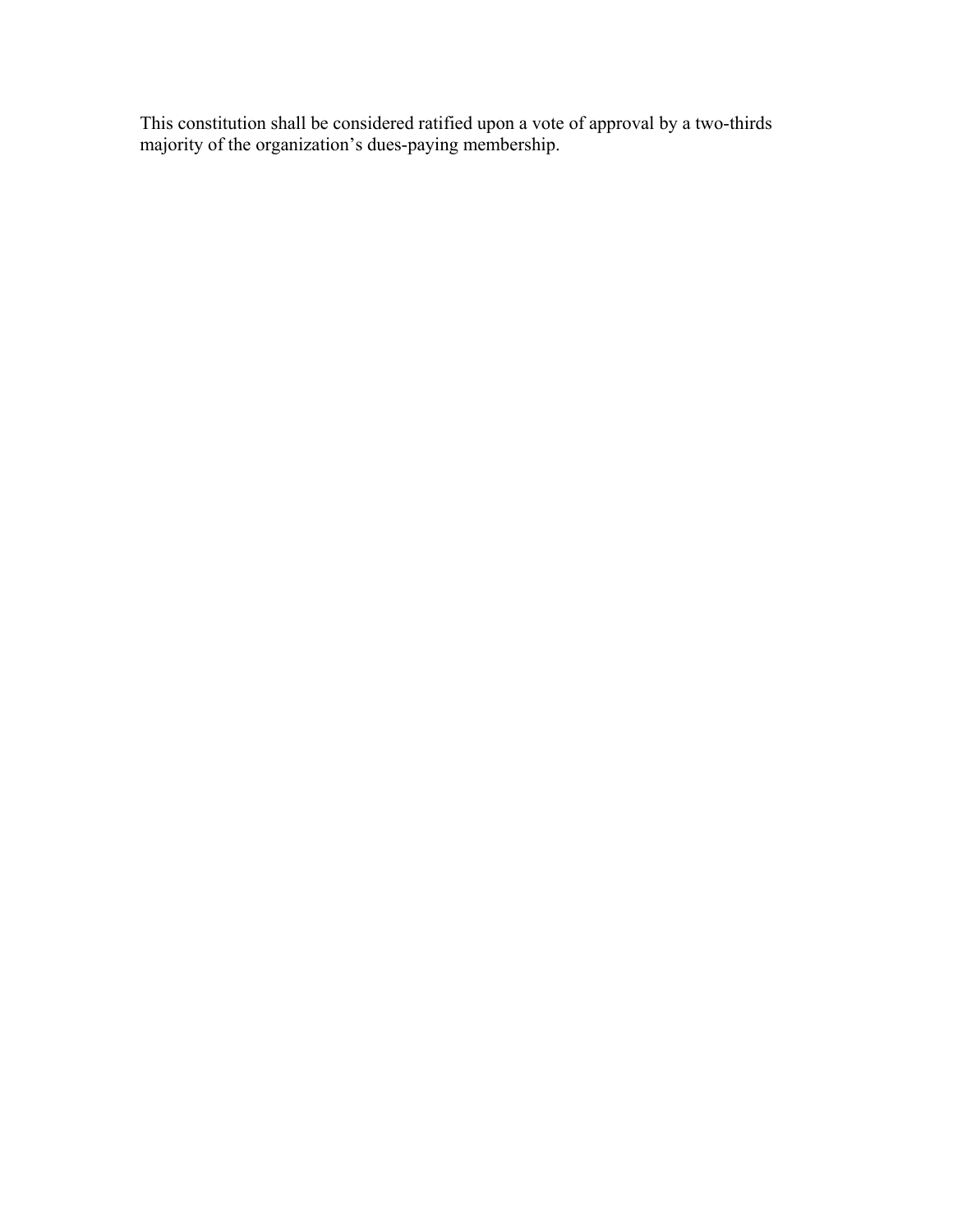This constitution shall be considered ratified upon a vote of approval by a two-thirds majority of the organization’s dues-paying membership.